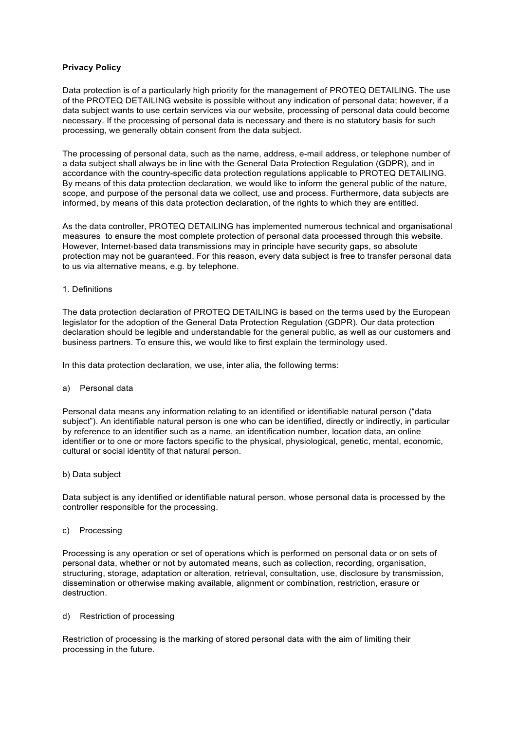**Privacy Policy**

Data protection is of a particularly high priority for the management of PROTEQ DETAILING. The use of the PROTEQ DETAILING website is possible without any indication of personal data; however, if a data subject wants to use certain services via our website, processing of personal data could become necessary. If the processing of personal data is necessary and there is no statutory basis for such processing, we generally obtain consent from the data subject.

The processing of personal data, such as the name, address, e-mail address, or telephone number of a data subject shall always be in line with the General Data Protection Regulation (GDPR), and in accordance with the country-specific data protection regulations applicable to PROTEQ DETAILING. By means of this data protection declaration, we would like to inform the general public of the nature, scope, and purpose of the personal data we collect, use and process. Furthermore, data subjects are informed, by means of this data protection declaration, of the rights to which they are entitled.

As the data controller, PROTEQ DETAILING has implemented numerous technical and organisational measures to ensure the most complete protection of personal data processed through this website. However, Internet-based data transmissions may in principle have security gaps, so absolute protection may not be guaranteed. For this reason, every data subject is free to transfer personal data to us via alternative means, e.g. by telephone.

1. Definitions

The data protection declaration of PROTEQ DETAILING is based on the terms used by the European legislator for the adoption of the General Data Protection Regulation (GDPR). Our data protection declaration should be legible and understandable for the general public, as well as our customers and business partners. To ensure this, we would like to first explain the terminology used.

In this data protection declaration, we use, inter alia, the following terms:

a) Personal data

Personal data means any information relating to an identified or identifiable natural person ("data subject"). An identifiable natural person is one who can be identified, directly or indirectly, in particular by reference to an identifier such as a name, an identification number, location data, an online identifier or to one or more factors specific to the physical, physiological, genetic, mental, economic, cultural or social identity of that natural person.

b) Data subject

Data subject is any identified or identifiable natural person, whose personal data is processed by the controller responsible for the processing.

c) Processing

Processing is any operation or set of operations which is performed on personal data or on sets of personal data, whether or not by automated means, such as collection, recording, organisation, structuring, storage, adaptation or alteration, retrieval, consultation, use, disclosure by transmission, dissemination or otherwise making available, alignment or combination, restriction, erasure or destruction.

d) Restriction of processing

Restriction of processing is the marking of stored personal data with the aim of limiting their processing in the future.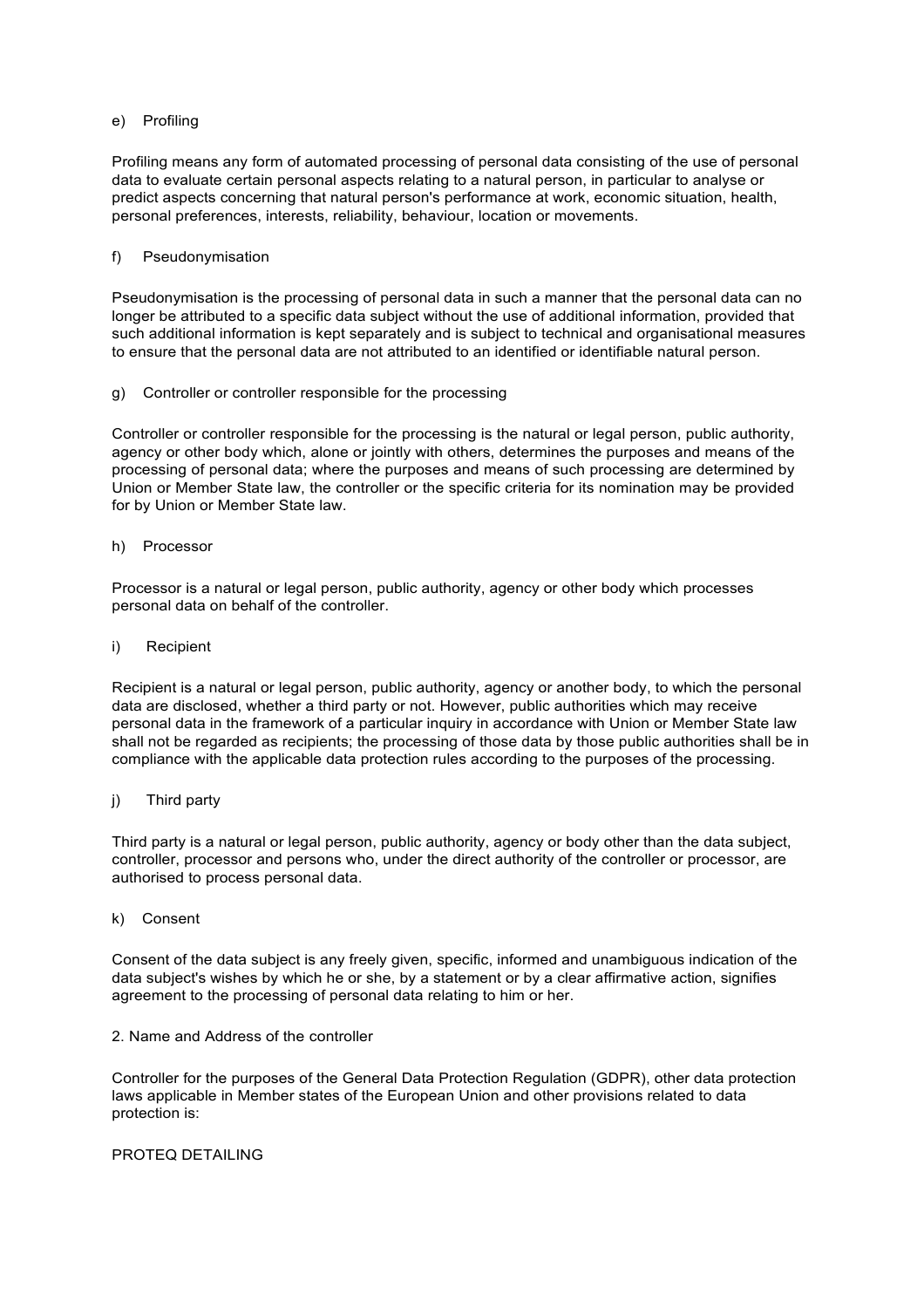e) Profiling

Profiling means any form of automated processing of personal data consisting of the use of personal data to evaluate certain personal aspects relating to a natural person, in particular to analyse or predict aspects concerning that natural person's performance at work, economic situation, health, personal preferences, interests, reliability, behaviour, location or movements.

f) Pseudonymisation

Pseudonymisation is the processing of personal data in such a manner that the personal data can no longer be attributed to a specific data subject without the use of additional information, provided that such additional information is kept separately and is subject to technical and organisational measures to ensure that the personal data are not attributed to an identified or identifiable natural person.

g) Controller or controller responsible for the processing

Controller or controller responsible for the processing is the natural or legal person, public authority, agency or other body which, alone or jointly with others, determines the purposes and means of the processing of personal data; where the purposes and means of such processing are determined by Union or Member State law, the controller or the specific criteria for its nomination may be provided for by Union or Member State law.

h) Processor

Processor is a natural or legal person, public authority, agency or other body which processes personal data on behalf of the controller.

i) Recipient

Recipient is a natural or legal person, public authority, agency or another body, to which the personal data are disclosed, whether a third party or not. However, public authorities which may receive personal data in the framework of a particular inquiry in accordance with Union or Member State law shall not be regarded as recipients; the processing of those data by those public authorities shall be in compliance with the applicable data protection rules according to the purposes of the processing.

j) Third party

Third party is a natural or legal person, public authority, agency or body other than the data subject, controller, processor and persons who, under the direct authority of the controller or processor, are authorised to process personal data.

k) Consent

Consent of the data subject is any freely given, specific, informed and unambiguous indication of the data subject's wishes by which he or she, by a statement or by a clear affirmative action, signifies agreement to the processing of personal data relating to him or her.

2. Name and Address of the controller

Controller for the purposes of the General Data Protection Regulation (GDPR), other data protection laws applicable in Member states of the European Union and other provisions related to data protection is:

PROTEQ DETAILING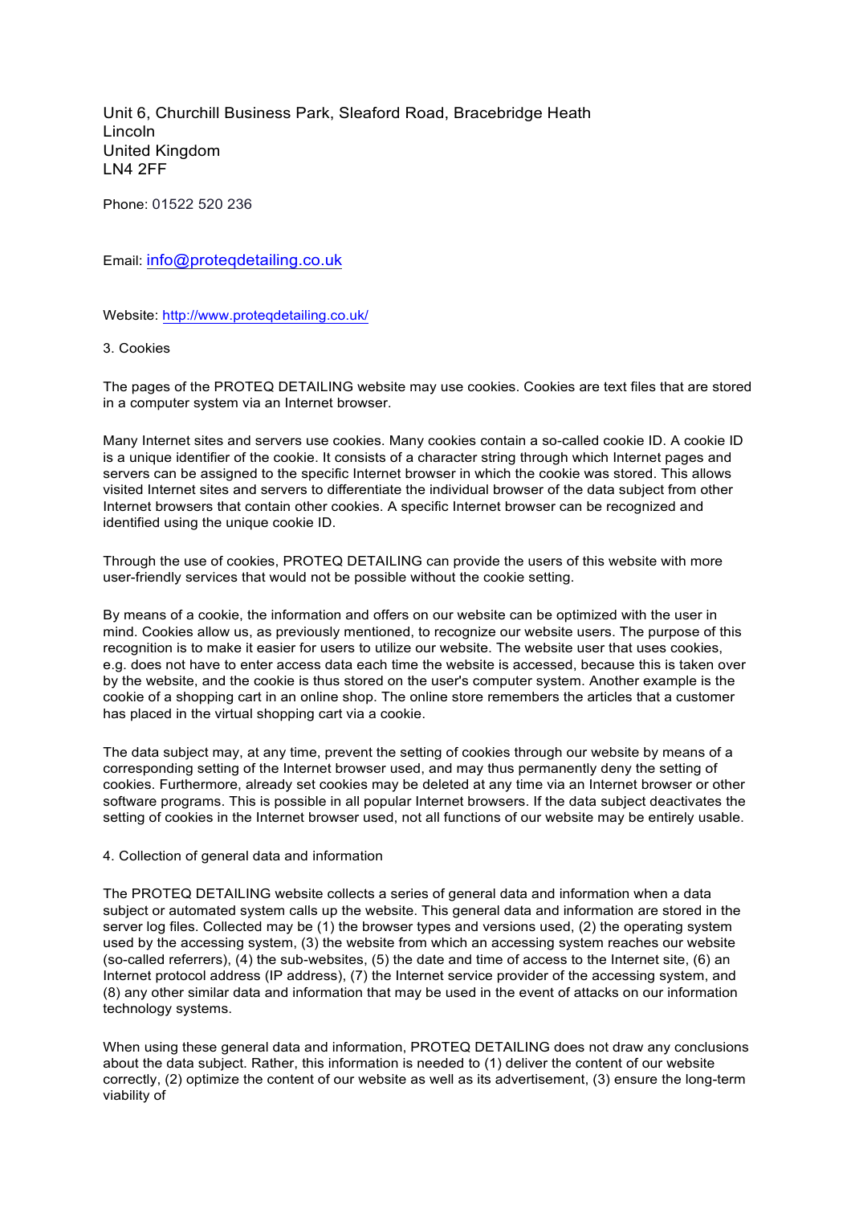Unit 6, Churchill Business Park, Sleaford Road, Bracebridge Heath
Lincoln
United Kingdom
LN4 2FF

Phone: 01522 520 236

Email: info@proteqdetailing.co.uk

Website: http://www.proteqdetailing.co.uk/

## 3. Cookies

The pages of the PROTEQ DETAILING website may use cookies. Cookies are text files that are stored in a computer system via an Internet browser.

Many Internet sites and servers use cookies. Many cookies contain a so-called cookie ID. A cookie ID is a unique identifier of the cookie. It consists of a character string through which Internet pages and servers can be assigned to the specific Internet browser in which the cookie was stored. This allows visited Internet sites and servers to differentiate the individual browser of the data subject from other Internet browsers that contain other cookies. A specific Internet browser can be recognized and identified using the unique cookie ID.

Through the use of cookies, PROTEQ DETAILING can provide the users of this website with more user-friendly services that would not be possible without the cookie setting.

By means of a cookie, the information and offers on our website can be optimized with the user in mind. Cookies allow us, as previously mentioned, to recognize our website users. The purpose of this recognition is to make it easier for users to utilize our website. The website user that uses cookies, e.g. does not have to enter access data each time the website is accessed, because this is taken over by the website, and the cookie is thus stored on the user's computer system. Another example is the cookie of a shopping cart in an online shop. The online store remembers the articles that a customer has placed in the virtual shopping cart via a cookie.

The data subject may, at any time, prevent the setting of cookies through our website by means of a corresponding setting of the Internet browser used, and may thus permanently deny the setting of cookies. Furthermore, already set cookies may be deleted at any time via an Internet browser or other software programs. This is possible in all popular Internet browsers. If the data subject deactivates the setting of cookies in the Internet browser used, not all functions of our website may be entirely usable.

## 4. Collection of general data and information

The PROTEQ DETAILING website collects a series of general data and information when a data subject or automated system calls up the website. This general data and information are stored in the server log files. Collected may be (1) the browser types and versions used, (2) the operating system used by the accessing system, (3) the website from which an accessing system reaches our website (so-called referrers), (4) the sub-websites, (5) the date and time of access to the Internet site, (6) an Internet protocol address (IP address), (7) the Internet service provider of the accessing system, and (8) any other similar data and information that may be used in the event of attacks on our information technology systems.

When using these general data and information, PROTEQ DETAILING does not draw any conclusions about the data subject. Rather, this information is needed to (1) deliver the content of our website correctly, (2) optimize the content of our website as well as its advertisement, (3) ensure the long-term viability of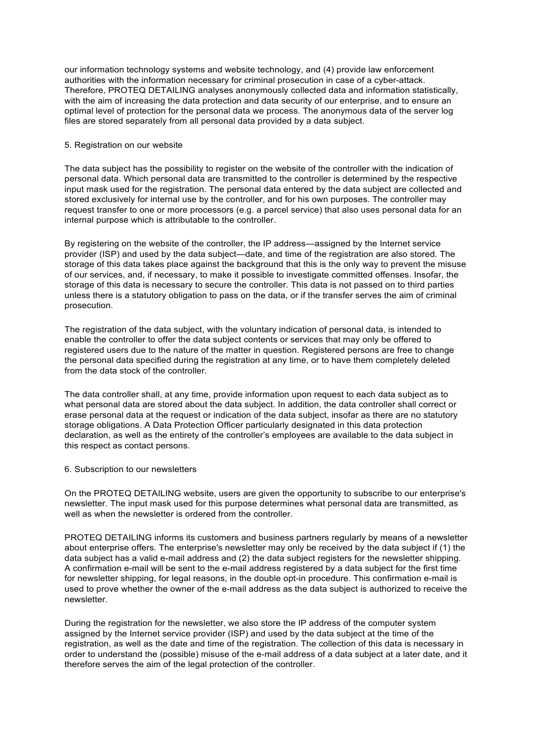our information technology systems and website technology, and (4) provide law enforcement authorities with the information necessary for criminal prosecution in case of a cyber-attack. Therefore, PROTEQ DETAILING analyses anonymously collected data and information statistically, with the aim of increasing the data protection and data security of our enterprise, and to ensure an optimal level of protection for the personal data we process. The anonymous data of the server log files are stored separately from all personal data provided by a data subject.

## 5. Registration on our website

The data subject has the possibility to register on the website of the controller with the indication of personal data. Which personal data are transmitted to the controller is determined by the respective input mask used for the registration. The personal data entered by the data subject are collected and stored exclusively for internal use by the controller, and for his own purposes. The controller may request transfer to one or more processors (e.g. a parcel service) that also uses personal data for an internal purpose which is attributable to the controller.

By registering on the website of the controller, the IP address—assigned by the Internet service provider (ISP) and used by the data subject—date, and time of the registration are also stored. The storage of this data takes place against the background that this is the only way to prevent the misuse of our services, and, if necessary, to make it possible to investigate committed offenses. Insofar, the storage of this data is necessary to secure the controller. This data is not passed on to third parties unless there is a statutory obligation to pass on the data, or if the transfer serves the aim of criminal prosecution.

The registration of the data subject, with the voluntary indication of personal data, is intended to enable the controller to offer the data subject contents or services that may only be offered to registered users due to the nature of the matter in question. Registered persons are free to change the personal data specified during the registration at any time, or to have them completely deleted from the data stock of the controller.

The data controller shall, at any time, provide information upon request to each data subject as to what personal data are stored about the data subject. In addition, the data controller shall correct or erase personal data at the request or indication of the data subject, insofar as there are no statutory storage obligations. A Data Protection Officer particularly designated in this data protection declaration, as well as the entirety of the controller's employees are available to the data subject in this respect as contact persons.

## 6. Subscription to our newsletters

On the PROTEQ DETAILING website, users are given the opportunity to subscribe to our enterprise's newsletter. The input mask used for this purpose determines what personal data are transmitted, as well as when the newsletter is ordered from the controller.

PROTEQ DETAILING informs its customers and business partners regularly by means of a newsletter about enterprise offers. The enterprise's newsletter may only be received by the data subject if (1) the data subject has a valid e-mail address and (2) the data subject registers for the newsletter shipping. A confirmation e-mail will be sent to the e-mail address registered by a data subject for the first time for newsletter shipping, for legal reasons, in the double opt-in procedure. This confirmation e-mail is used to prove whether the owner of the e-mail address as the data subject is authorized to receive the newsletter.

During the registration for the newsletter, we also store the IP address of the computer system assigned by the Internet service provider (ISP) and used by the data subject at the time of the registration, as well as the date and time of the registration. The collection of this data is necessary in order to understand the (possible) misuse of the e-mail address of a data subject at a later date, and it therefore serves the aim of the legal protection of the controller.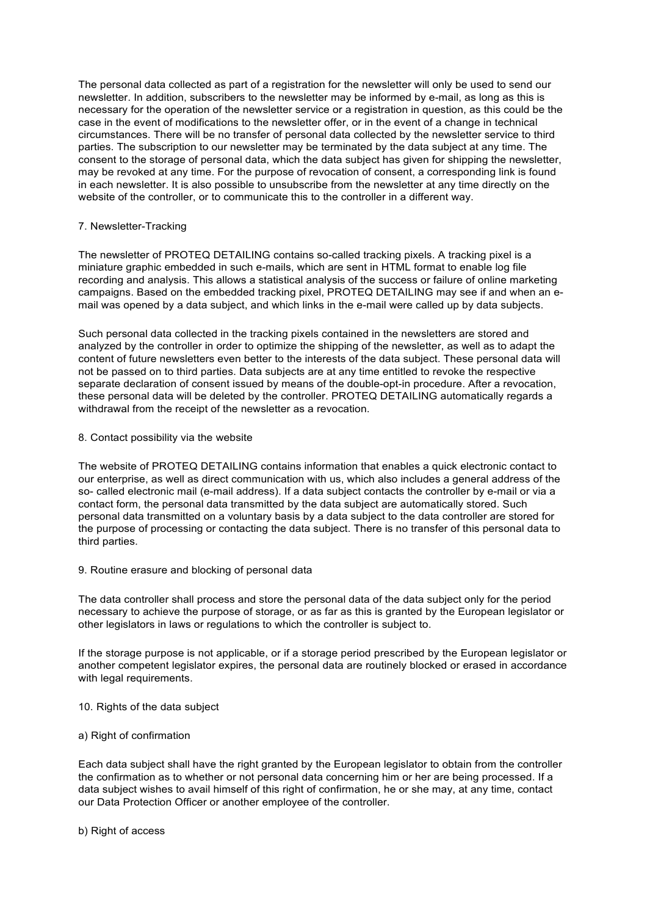The personal data collected as part of a registration for the newsletter will only be used to send our newsletter. In addition, subscribers to the newsletter may be informed by e-mail, as long as this is necessary for the operation of the newsletter service or a registration in question, as this could be the case in the event of modifications to the newsletter offer, or in the event of a change in technical circumstances. There will be no transfer of personal data collected by the newsletter service to third parties. The subscription to our newsletter may be terminated by the data subject at any time. The consent to the storage of personal data, which the data subject has given for shipping the newsletter, may be revoked at any time. For the purpose of revocation of consent, a corresponding link is found in each newsletter. It is also possible to unsubscribe from the newsletter at any time directly on the website of the controller, or to communicate this to the controller in a different way.

## 7. Newsletter-Tracking

The newsletter of PROTEQ DETAILING contains so-called tracking pixels. A tracking pixel is a miniature graphic embedded in such e-mails, which are sent in HTML format to enable log file recording and analysis. This allows a statistical analysis of the success or failure of online marketing campaigns. Based on the embedded tracking pixel, PROTEQ DETAILING may see if and when an e-mail was opened by a data subject, and which links in the e-mail were called up by data subjects.

Such personal data collected in the tracking pixels contained in the newsletters are stored and analyzed by the controller in order to optimize the shipping of the newsletter, as well as to adapt the content of future newsletters even better to the interests of the data subject. These personal data will not be passed on to third parties. Data subjects are at any time entitled to revoke the respective separate declaration of consent issued by means of the double-opt-in procedure. After a revocation, these personal data will be deleted by the controller. PROTEQ DETAILING automatically regards a withdrawal from the receipt of the newsletter as a revocation.

## 8. Contact possibility via the website

The website of PROTEQ DETAILING contains information that enables a quick electronic contact to our enterprise, as well as direct communication with us, which also includes a general address of the so- called electronic mail (e-mail address). If a data subject contacts the controller by e-mail or via a contact form, the personal data transmitted by the data subject are automatically stored. Such personal data transmitted on a voluntary basis by a data subject to the data controller are stored for the purpose of processing or contacting the data subject. There is no transfer of this personal data to third parties.

## 9. Routine erasure and blocking of personal data

The data controller shall process and store the personal data of the data subject only for the period necessary to achieve the purpose of storage, or as far as this is granted by the European legislator or other legislators in laws or regulations to which the controller is subject to.

If the storage purpose is not applicable, or if a storage period prescribed by the European legislator or another competent legislator expires, the personal data are routinely blocked or erased in accordance with legal requirements.

## 10. Rights of the data subject

### a) Right of confirmation

Each data subject shall have the right granted by the European legislator to obtain from the controller the confirmation as to whether or not personal data concerning him or her are being processed. If a data subject wishes to avail himself of this right of confirmation, he or she may, at any time, contact our Data Protection Officer or another employee of the controller.

### b) Right of access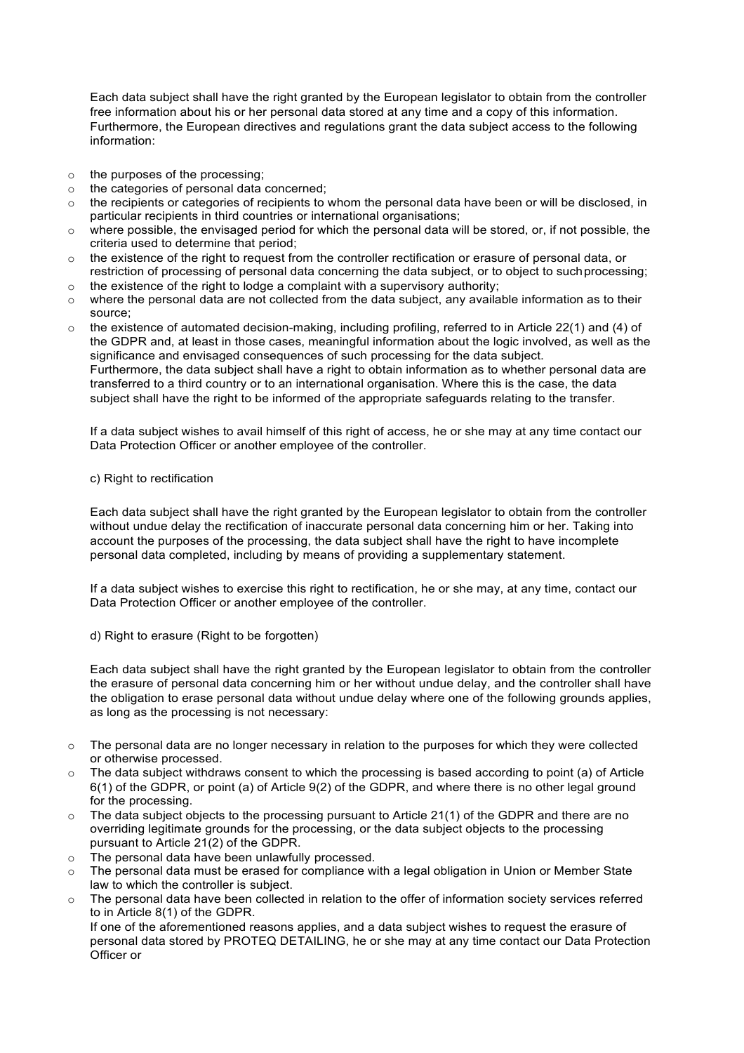Each data subject shall have the right granted by the European legislator to obtain from the controller free information about his or her personal data stored at any time and a copy of this information. Furthermore, the European directives and regulations grant the data subject access to the following information:

- the purposes of the processing;
- the categories of personal data concerned;
- the recipients or categories of recipients to whom the personal data have been or will be disclosed, in particular recipients in third countries or international organisations;
- where possible, the envisaged period for which the personal data will be stored, or, if not possible, the criteria used to determine that period;
- the existence of the right to request from the controller rectification or erasure of personal data, or restriction of processing of personal data concerning the data subject, or to object to such processing;
- the existence of the right to lodge a complaint with a supervisory authority;
- where the personal data are not collected from the data subject, any available information as to their source;
- the existence of automated decision-making, including profiling, referred to in Article 22(1) and (4) of the GDPR and, at least in those cases, meaningful information about the logic involved, as well as the significance and envisaged consequences of such processing for the data subject.
  Furthermore, the data subject shall have a right to obtain information as to whether personal data are transferred to a third country or to an international organisation. Where this is the case, the data subject shall have the right to be informed of the appropriate safeguards relating to the transfer.

If a data subject wishes to avail himself of this right of access, he or she may at any time contact our Data Protection Officer or another employee of the controller.

c) Right to rectification

Each data subject shall have the right granted by the European legislator to obtain from the controller without undue delay the rectification of inaccurate personal data concerning him or her. Taking into account the purposes of the processing, the data subject shall have the right to have incomplete personal data completed, including by means of providing a supplementary statement.

If a data subject wishes to exercise this right to rectification, he or she may, at any time, contact our Data Protection Officer or another employee of the controller.

d) Right to erasure (Right to be forgotten)

Each data subject shall have the right granted by the European legislator to obtain from the controller the erasure of personal data concerning him or her without undue delay, and the controller shall have the obligation to erase personal data without undue delay where one of the following grounds applies, as long as the processing is not necessary:

- The personal data are no longer necessary in relation to the purposes for which they were collected or otherwise processed.
- The data subject withdraws consent to which the processing is based according to point (a) of Article 6(1) of the GDPR, or point (a) of Article 9(2) of the GDPR, and where there is no other legal ground for the processing.
- The data subject objects to the processing pursuant to Article 21(1) of the GDPR and there are no overriding legitimate grounds for the processing, or the data subject objects to the processing pursuant to Article 21(2) of the GDPR.
- The personal data have been unlawfully processed.
- The personal data must be erased for compliance with a legal obligation in Union or Member State law to which the controller is subject.
- The personal data have been collected in relation to the offer of information society services referred to in Article 8(1) of the GDPR.
  If one of the aforementioned reasons applies, and a data subject wishes to request the erasure of personal data stored by PROTEQ DETAILING, he or she may at any time contact our Data Protection Officer or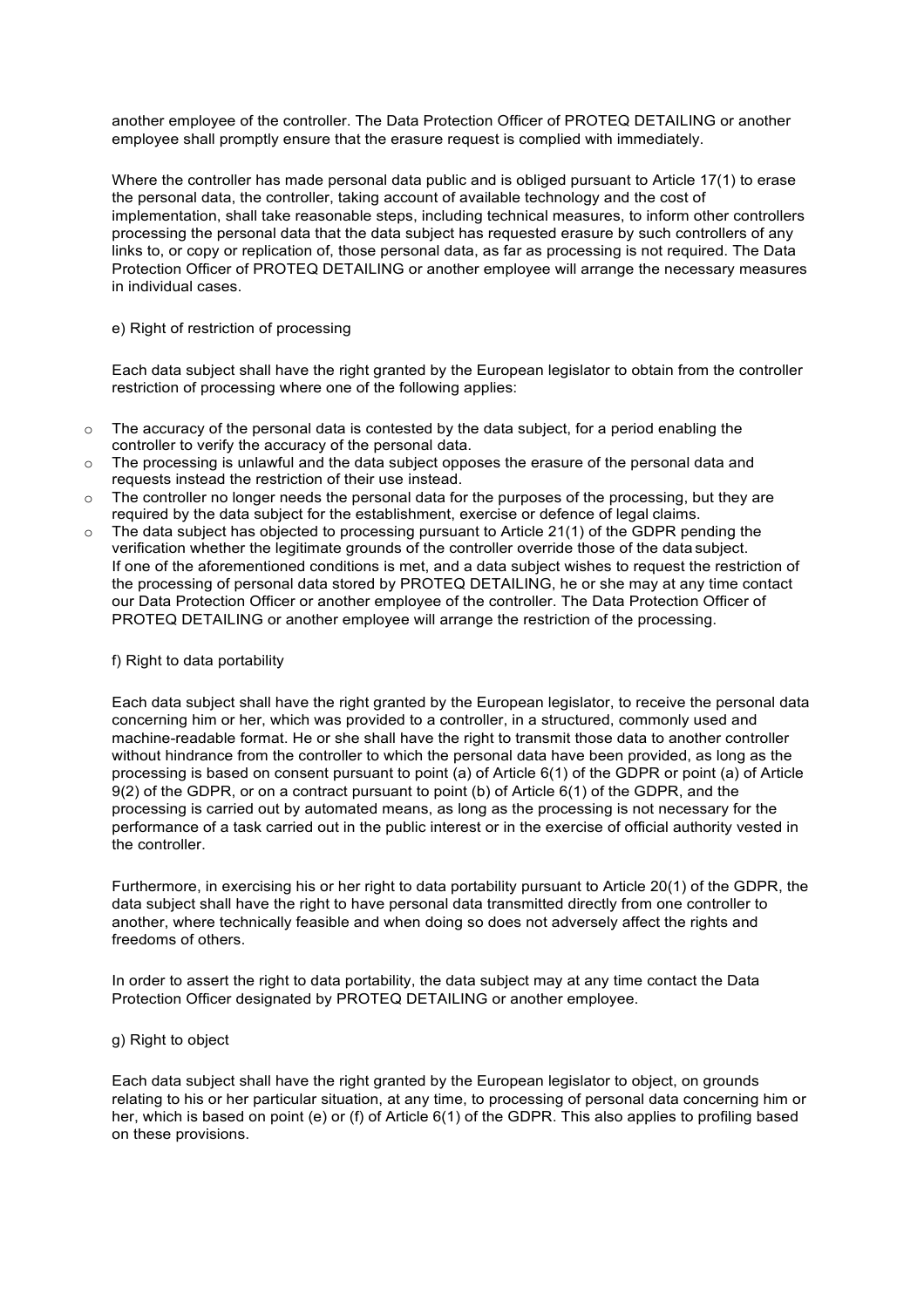another employee of the controller. The Data Protection Officer of PROTEQ DETAILING or another employee shall promptly ensure that the erasure request is complied with immediately.

Where the controller has made personal data public and is obliged pursuant to Article 17(1) to erase the personal data, the controller, taking account of available technology and the cost of implementation, shall take reasonable steps, including technical measures, to inform other controllers processing the personal data that the data subject has requested erasure by such controllers of any links to, or copy or replication of, those personal data, as far as processing is not required. The Data Protection Officer of PROTEQ DETAILING or another employee will arrange the necessary measures in individual cases.

e) Right of restriction of processing

Each data subject shall have the right granted by the European legislator to obtain from the controller restriction of processing where one of the following applies:

- The accuracy of the personal data is contested by the data subject, for a period enabling the controller to verify the accuracy of the personal data.
- The processing is unlawful and the data subject opposes the erasure of the personal data and requests instead the restriction of their use instead.
- The controller no longer needs the personal data for the purposes of the processing, but they are required by the data subject for the establishment, exercise or defence of legal claims.
- The data subject has objected to processing pursuant to Article 21(1) of the GDPR pending the verification whether the legitimate grounds of the controller override those of the data subject. If one of the aforementioned conditions is met, and a data subject wishes to request the restriction of the processing of personal data stored by PROTEQ DETAILING, he or she may at any time contact our Data Protection Officer or another employee of the controller. The Data Protection Officer of PROTEQ DETAILING or another employee will arrange the restriction of the processing.

f) Right to data portability

Each data subject shall have the right granted by the European legislator, to receive the personal data concerning him or her, which was provided to a controller, in a structured, commonly used and machine-readable format. He or she shall have the right to transmit those data to another controller without hindrance from the controller to which the personal data have been provided, as long as the processing is based on consent pursuant to point (a) of Article 6(1) of the GDPR or point (a) of Article 9(2) of the GDPR, or on a contract pursuant to point (b) of Article 6(1) of the GDPR, and the processing is carried out by automated means, as long as the processing is not necessary for the performance of a task carried out in the public interest or in the exercise of official authority vested in the controller.

Furthermore, in exercising his or her right to data portability pursuant to Article 20(1) of the GDPR, the data subject shall have the right to have personal data transmitted directly from one controller to another, where technically feasible and when doing so does not adversely affect the rights and freedoms of others.

In order to assert the right to data portability, the data subject may at any time contact the Data Protection Officer designated by PROTEQ DETAILING or another employee.

g) Right to object

Each data subject shall have the right granted by the European legislator to object, on grounds relating to his or her particular situation, at any time, to processing of personal data concerning him or her, which is based on point (e) or (f) of Article 6(1) of the GDPR. This also applies to profiling based on these provisions.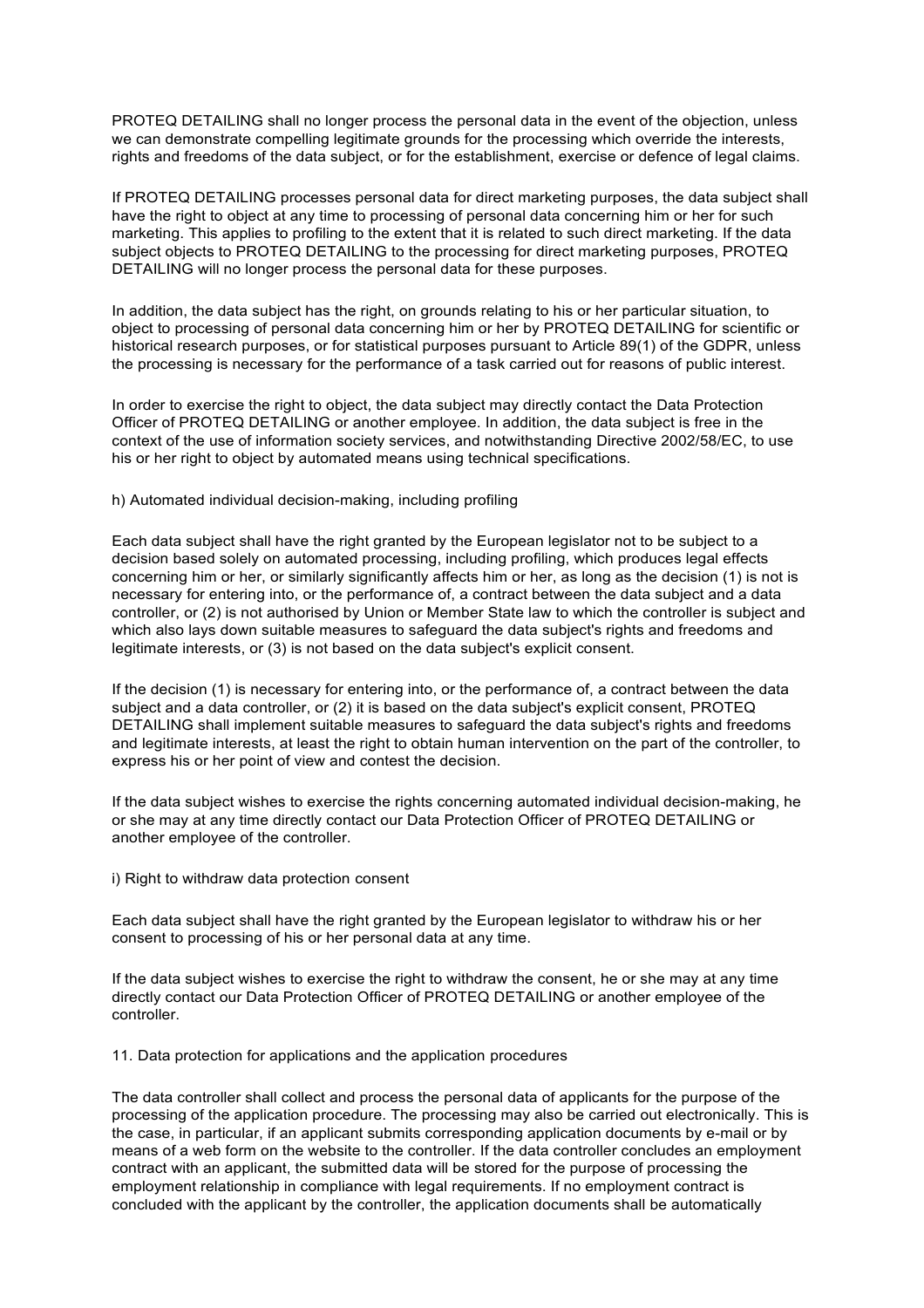PROTEQ DETAILING shall no longer process the personal data in the event of the objection, unless we can demonstrate compelling legitimate grounds for the processing which override the interests, rights and freedoms of the data subject, or for the establishment, exercise or defence of legal claims.

If PROTEQ DETAILING processes personal data for direct marketing purposes, the data subject shall have the right to object at any time to processing of personal data concerning him or her for such marketing. This applies to profiling to the extent that it is related to such direct marketing. If the data subject objects to PROTEQ DETAILING to the processing for direct marketing purposes, PROTEQ DETAILING will no longer process the personal data for these purposes.

In addition, the data subject has the right, on grounds relating to his or her particular situation, to object to processing of personal data concerning him or her by PROTEQ DETAILING for scientific or historical research purposes, or for statistical purposes pursuant to Article 89(1) of the GDPR, unless the processing is necessary for the performance of a task carried out for reasons of public interest.

In order to exercise the right to object, the data subject may directly contact the Data Protection Officer of PROTEQ DETAILING or another employee. In addition, the data subject is free in the context of the use of information society services, and notwithstanding Directive 2002/58/EC, to use his or her right to object by automated means using technical specifications.

h) Automated individual decision-making, including profiling

Each data subject shall have the right granted by the European legislator not to be subject to a decision based solely on automated processing, including profiling, which produces legal effects concerning him or her, or similarly significantly affects him or her, as long as the decision (1) is not is necessary for entering into, or the performance of, a contract between the data subject and a data controller, or (2) is not authorised by Union or Member State law to which the controller is subject and which also lays down suitable measures to safeguard the data subject's rights and freedoms and legitimate interests, or (3) is not based on the data subject's explicit consent.

If the decision (1) is necessary for entering into, or the performance of, a contract between the data subject and a data controller, or (2) it is based on the data subject's explicit consent, PROTEQ DETAILING shall implement suitable measures to safeguard the data subject's rights and freedoms and legitimate interests, at least the right to obtain human intervention on the part of the controller, to express his or her point of view and contest the decision.

If the data subject wishes to exercise the rights concerning automated individual decision-making, he or she may at any time directly contact our Data Protection Officer of PROTEQ DETAILING or another employee of the controller.

i) Right to withdraw data protection consent

Each data subject shall have the right granted by the European legislator to withdraw his or her consent to processing of his or her personal data at any time.

If the data subject wishes to exercise the right to withdraw the consent, he or she may at any time directly contact our Data Protection Officer of PROTEQ DETAILING or another employee of the controller.

11. Data protection for applications and the application procedures

The data controller shall collect and process the personal data of applicants for the purpose of the processing of the application procedure. The processing may also be carried out electronically. This is the case, in particular, if an applicant submits corresponding application documents by e-mail or by means of a web form on the website to the controller. If the data controller concludes an employment contract with an applicant, the submitted data will be stored for the purpose of processing the employment relationship in compliance with legal requirements. If no employment contract is concluded with the applicant by the controller, the application documents shall be automatically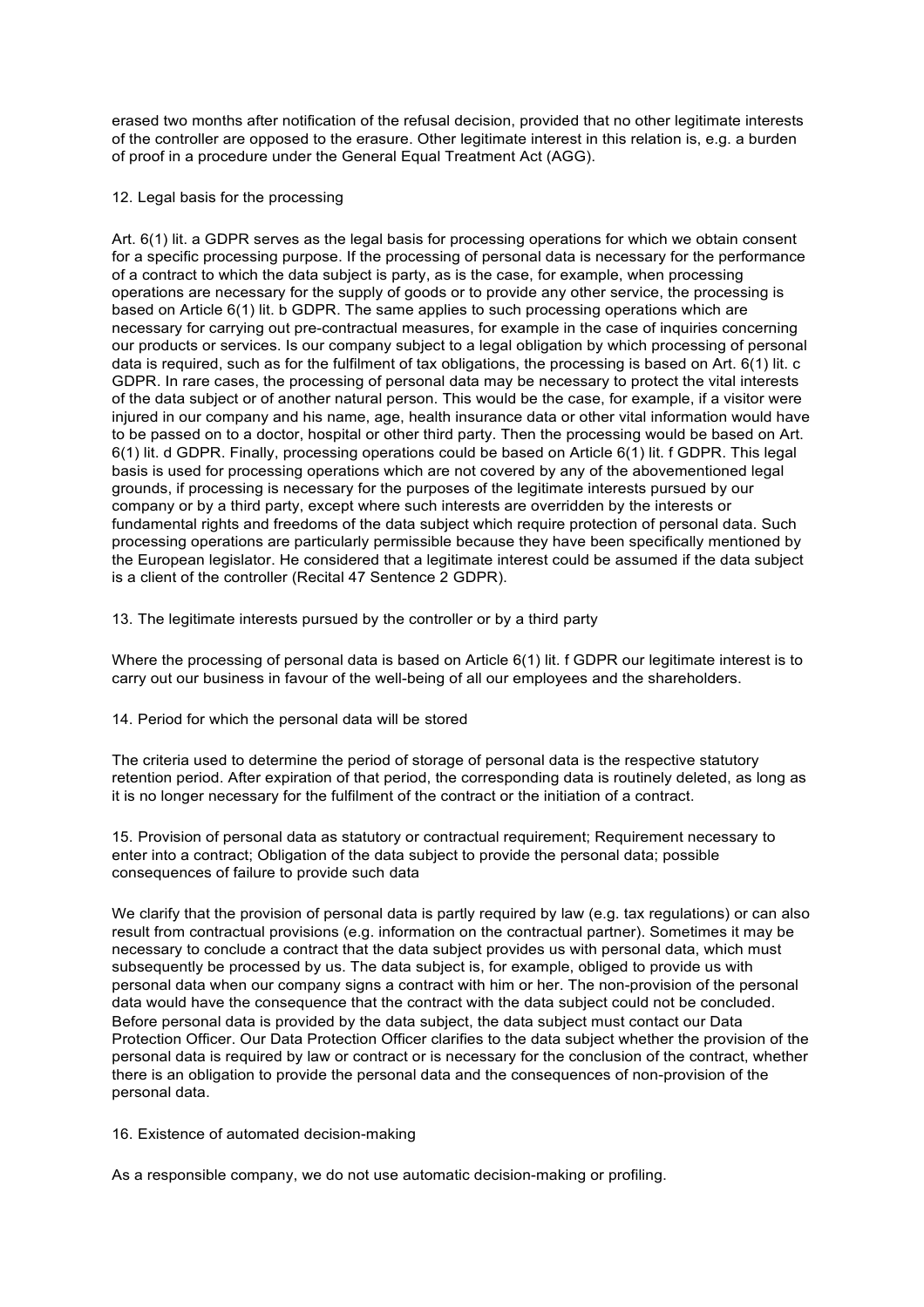erased two months after notification of the refusal decision, provided that no other legitimate interests of the controller are opposed to the erasure. Other legitimate interest in this relation is, e.g. a burden of proof in a procedure under the General Equal Treatment Act (AGG).

## 12. Legal basis for the processing

Art. 6(1) lit. a GDPR serves as the legal basis for processing operations for which we obtain consent for a specific processing purpose. If the processing of personal data is necessary for the performance of a contract to which the data subject is party, as is the case, for example, when processing operations are necessary for the supply of goods or to provide any other service, the processing is based on Article 6(1) lit. b GDPR. The same applies to such processing operations which are necessary for carrying out pre-contractual measures, for example in the case of inquiries concerning our products or services. Is our company subject to a legal obligation by which processing of personal data is required, such as for the fulfilment of tax obligations, the processing is based on Art. 6(1) lit. c GDPR. In rare cases, the processing of personal data may be necessary to protect the vital interests of the data subject or of another natural person. This would be the case, for example, if a visitor were injured in our company and his name, age, health insurance data or other vital information would have to be passed on to a doctor, hospital or other third party. Then the processing would be based on Art. 6(1) lit. d GDPR. Finally, processing operations could be based on Article 6(1) lit. f GDPR. This legal basis is used for processing operations which are not covered by any of the abovementioned legal grounds, if processing is necessary for the purposes of the legitimate interests pursued by our company or by a third party, except where such interests are overridden by the interests or fundamental rights and freedoms of the data subject which require protection of personal data. Such processing operations are particularly permissible because they have been specifically mentioned by the European legislator. He considered that a legitimate interest could be assumed if the data subject is a client of the controller (Recital 47 Sentence 2 GDPR).

## 13. The legitimate interests pursued by the controller or by a third party

Where the processing of personal data is based on Article 6(1) lit. f GDPR our legitimate interest is to carry out our business in favour of the well-being of all our employees and the shareholders.

## 14. Period for which the personal data will be stored

The criteria used to determine the period of storage of personal data is the respective statutory retention period. After expiration of that period, the corresponding data is routinely deleted, as long as it is no longer necessary for the fulfilment of the contract or the initiation of a contract.

## 15. Provision of personal data as statutory or contractual requirement; Requirement necessary to enter into a contract; Obligation of the data subject to provide the personal data; possible consequences of failure to provide such data

We clarify that the provision of personal data is partly required by law (e.g. tax regulations) or can also result from contractual provisions (e.g. information on the contractual partner). Sometimes it may be necessary to conclude a contract that the data subject provides us with personal data, which must subsequently be processed by us. The data subject is, for example, obliged to provide us with personal data when our company signs a contract with him or her. The non-provision of the personal data would have the consequence that the contract with the data subject could not be concluded. Before personal data is provided by the data subject, the data subject must contact our Data Protection Officer. Our Data Protection Officer clarifies to the data subject whether the provision of the personal data is required by law or contract or is necessary for the conclusion of the contract, whether there is an obligation to provide the personal data and the consequences of non-provision of the personal data.

## 16. Existence of automated decision-making

As a responsible company, we do not use automatic decision-making or profiling.